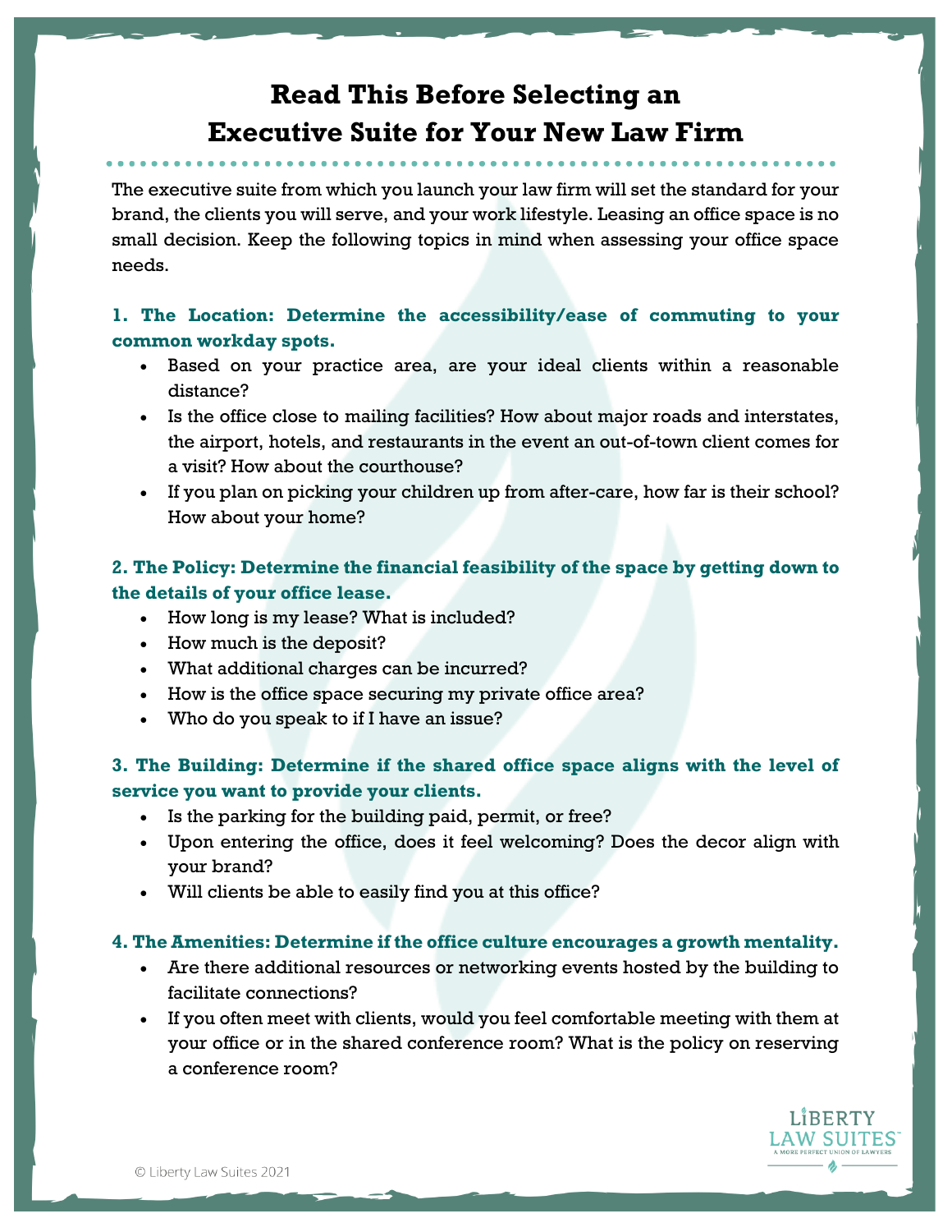# Read This Before Selecting an Executive Suite for Your New Law Firm

The executive suite from which you launch your law firm will set the standard for your brand, the clients you will serve, and your work lifestyle. Leasing an office space is no small decision. Keep the following topics in mind when assessing your office space needs.

**1. The Location: Determine the accessibility/ease of commuting to your common workday spots.**

- Based on your practice area, are your ideal clients within a reasonable distance?
- Is the office close to mailing facilities? How about major roads and interstates, the airport, hotels, and restaurants in the event an out-of-town client comes for a visit? How about the courthouse?
- If you plan on picking your children up from after-care, how far is their school? How about your home?

**2. The Policy: Determine the financial feasibility of the space by getting down to the details of your office lease.**

- How long is my lease? What is included?
- How much is the deposit?
- What additional charges can be incurred?
- How is the office space securing my private office area?
- Who do you speak to if I have an issue?

**3. The Building: Determine if the shared office space aligns with the level of service you want to provide your clients.**

- Is the parking for the building paid, permit, or free?
- Upon entering the office, does it feel welcoming? Does the decor align with your brand?
- Will clients be able to easily find you at this office?

**4. The Amenities: Determine if the office culture encourages a growth mentality.**

- Are there additional resources or networking events hosted by the building to facilitate connections?
- If you often meet with clients, would you feel comfortable meeting with them at your office or in the shared conference room? What is the policy on reserving a conference room?

LIBERTY LAW SUITES™
A MORE PERFECT UNION OF LAWYERS

© Liberty Law Suites 2021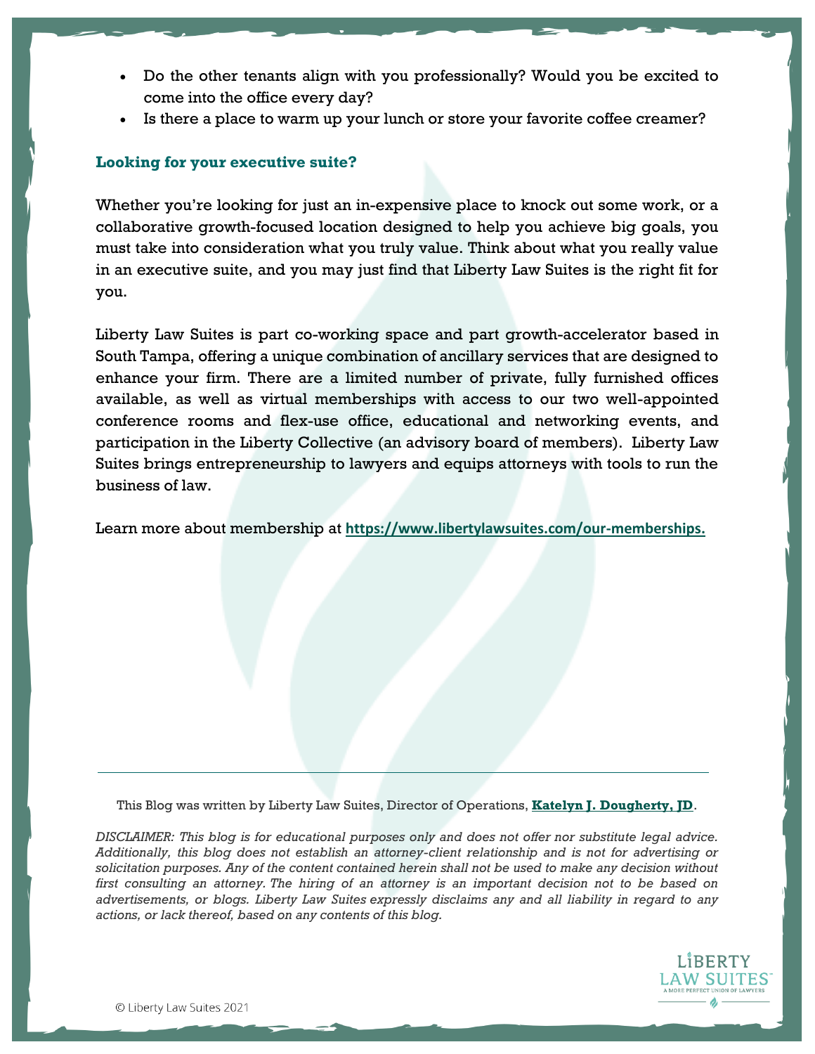- Do the other tenants align with you professionally? Would you be excited to come into the office every day?
- Is there a place to warm up your lunch or store your favorite coffee creamer?

### Looking for your executive suite?

Whether you're looking for just an in-expensive place to knock out some work, or a collaborative growth-focused location designed to help you achieve big goals, you must take into consideration what you truly value. Think about what you really value in an executive suite, and you may just find that Liberty Law Suites is the right fit for you.

Liberty Law Suites is part co-working space and part growth-accelerator based in South Tampa, offering a unique combination of ancillary services that are designed to enhance your firm. There are a limited number of private, fully furnished offices available, as well as virtual memberships with access to our two well-appointed conference rooms and flex-use office, educational and networking events, and participation in the Liberty Collective (an advisory board of members). Liberty Law Suites brings entrepreneurship to lawyers and equips attorneys with tools to run the business of law.

Learn more about membership at **https://www.libertylawsuites.com/our-memberships.**

---

This Blog was written by Liberty Law Suites, Director of Operations, **Katelyn J. Dougherty, JD**.

*DISCLAIMER: This blog is for educational purposes only and does not offer nor substitute legal advice. Additionally, this blog does not establish an attorney-client relationship and is not for advertising or solicitation purposes. Any of the content contained herein shall not be used to make any decision without first consulting an attorney. The hiring of an attorney is an important decision not to be based on advertisements, or blogs. Liberty Law Suites expressly disclaims any and all liability in regard to any actions, or lack thereof, based on any contents of this blog.*

LIBERTY LAW SUITES™
A MORE PERFECT UNION OF LAWYERS

© Liberty Law Suites 2021